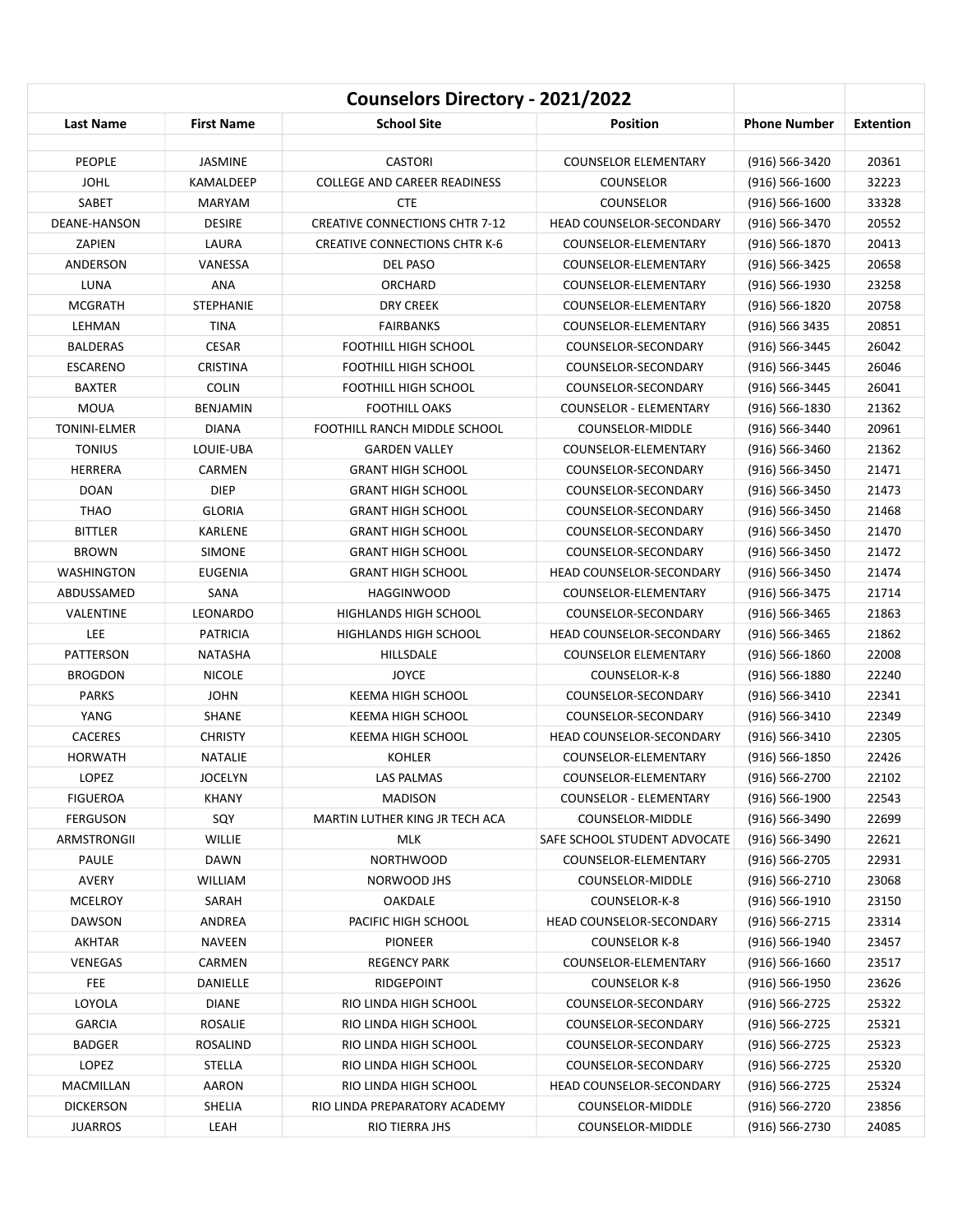## Counselors Directory - 2021/2022

| Last Name | First Name | School Site | Position | Phone Number | Extention |
|---|---|---|---|---|---|
| PEOPLE | JASMINE | CASTORI | COUNSELOR ELEMENTARY | (916) 566-3420 | 20361 |
| JOHL | KAMALDEEP | COLLEGE AND CAREER READINESS | COUNSELOR | (916) 566-1600 | 32223 |
| SABET | MARYAM | CTE | COUNSELOR | (916) 566-1600 | 33328 |
| DEANE-HANSON | DESIRE | CREATIVE CONNECTIONS CHTR 7-12 | HEAD COUNSELOR-SECONDARY | (916) 566-3470 | 20552 |
| ZAPIEN | LAURA | CREATIVE CONNECTIONS CHTR K-6 | COUNSELOR-ELEMENTARY | (916) 566-1870 | 20413 |
| ANDERSON | VANESSA | DEL PASO | COUNSELOR-ELEMENTARY | (916) 566-3425 | 20658 |
| LUNA | ANA | ORCHARD | COUNSELOR-ELEMENTARY | (916) 566-1930 | 23258 |
| MCGRATH | STEPHANIE | DRY CREEK | COUNSELOR-ELEMENTARY | (916) 566-1820 | 20758 |
| LEHMAN | TINA | FAIRBANKS | COUNSELOR-ELEMENTARY | (916) 566 3435 | 20851 |
| BALDERAS | CESAR | FOOTHILL HIGH SCHOOL | COUNSELOR-SECONDARY | (916) 566-3445 | 26042 |
| ESCARENO | CRISTINA | FOOTHILL HIGH SCHOOL | COUNSELOR-SECONDARY | (916) 566-3445 | 26046 |
| BAXTER | COLIN | FOOTHILL HIGH SCHOOL | COUNSELOR-SECONDARY | (916) 566-3445 | 26041 |
| MOUA | BENJAMIN | FOOTHILL OAKS | COUNSELOR - ELEMENTARY | (916) 566-1830 | 21362 |
| TONINI-ELMER | DIANA | FOOTHILL RANCH MIDDLE SCHOOL | COUNSELOR-MIDDLE | (916) 566-3440 | 20961 |
| TONIUS | LOUIE-UBA | GARDEN VALLEY | COUNSELOR-ELEMENTARY | (916) 566-3460 | 21362 |
| HERRERA | CARMEN | GRANT HIGH SCHOOL | COUNSELOR-SECONDARY | (916) 566-3450 | 21471 |
| DOAN | DIEP | GRANT HIGH SCHOOL | COUNSELOR-SECONDARY | (916) 566-3450 | 21473 |
| THAO | GLORIA | GRANT HIGH SCHOOL | COUNSELOR-SECONDARY | (916) 566-3450 | 21468 |
| BITTLER | KARLENE | GRANT HIGH SCHOOL | COUNSELOR-SECONDARY | (916) 566-3450 | 21470 |
| BROWN | SIMONE | GRANT HIGH SCHOOL | COUNSELOR-SECONDARY | (916) 566-3450 | 21472 |
| WASHINGTON | EUGENIA | GRANT HIGH SCHOOL | HEAD COUNSELOR-SECONDARY | (916) 566-3450 | 21474 |
| ABDUSSAMED | SANA | HAGGINWOOD | COUNSELOR-ELEMENTARY | (916) 566-3475 | 21714 |
| VALENTINE | LEONARDO | HIGHLANDS HIGH SCHOOL | COUNSELOR-SECONDARY | (916) 566-3465 | 21863 |
| LEE | PATRICIA | HIGHLANDS HIGH SCHOOL | HEAD COUNSELOR-SECONDARY | (916) 566-3465 | 21862 |
| PATTERSON | NATASHA | HILLSDALE | COUNSELOR ELEMENTARY | (916) 566-1860 | 22008 |
| BROGDON | NICOLE | JOYCE | COUNSELOR-K-8 | (916) 566-1880 | 22240 |
| PARKS | JOHN | KEEMA HIGH SCHOOL | COUNSELOR-SECONDARY | (916) 566-3410 | 22341 |
| YANG | SHANE | KEEMA HIGH SCHOOL | COUNSELOR-SECONDARY | (916) 566-3410 | 22349 |
| CACERES | CHRISTY | KEEMA HIGH SCHOOL | HEAD COUNSELOR-SECONDARY | (916) 566-3410 | 22305 |
| HORWATH | NATALIE | KOHLER | COUNSELOR-ELEMENTARY | (916) 566-1850 | 22426 |
| LOPEZ | JOCELYN | LAS PALMAS | COUNSELOR-ELEMENTARY | (916) 566-2700 | 22102 |
| FIGUEROA | KHANY | MADISON | COUNSELOR - ELEMENTARY | (916) 566-1900 | 22543 |
| FERGUSON | SQY | MARTIN LUTHER KING JR TECH ACA | COUNSELOR-MIDDLE | (916) 566-3490 | 22699 |
| ARMSTRONGII | WILLIE | MLK | SAFE SCHOOL STUDENT ADVOCATE | (916) 566-3490 | 22621 |
| PAULE | DAWN | NORTHWOOD | COUNSELOR-ELEMENTARY | (916) 566-2705 | 22931 |
| AVERY | WILLIAM | NORWOOD JHS | COUNSELOR-MIDDLE | (916) 566-2710 | 23068 |
| MCELROY | SARAH | OAKDALE | COUNSELOR-K-8 | (916) 566-1910 | 23150 |
| DAWSON | ANDREA | PACIFIC HIGH SCHOOL | HEAD COUNSELOR-SECONDARY | (916) 566-2715 | 23314 |
| AKHTAR | NAVEEN | PIONEER | COUNSELOR K-8 | (916) 566-1940 | 23457 |
| VENEGAS | CARMEN | REGENCY PARK | COUNSELOR-ELEMENTARY | (916) 566-1660 | 23517 |
| FEE | DANIELLE | RIDGEPOINT | COUNSELOR K-8 | (916) 566-1950 | 23626 |
| LOYOLA | DIANE | RIO LINDA HIGH SCHOOL | COUNSELOR-SECONDARY | (916) 566-2725 | 25322 |
| GARCIA | ROSALIE | RIO LINDA HIGH SCHOOL | COUNSELOR-SECONDARY | (916) 566-2725 | 25321 |
| BADGER | ROSALIND | RIO LINDA HIGH SCHOOL | COUNSELOR-SECONDARY | (916) 566-2725 | 25323 |
| LOPEZ | STELLA | RIO LINDA HIGH SCHOOL | COUNSELOR-SECONDARY | (916) 566-2725 | 25320 |
| MACMILLAN | AARON | RIO LINDA HIGH SCHOOL | HEAD COUNSELOR-SECONDARY | (916) 566-2725 | 25324 |
| DICKERSON | SHELIA | RIO LINDA PREPARATORY ACADEMY | COUNSELOR-MIDDLE | (916) 566-2720 | 23856 |
| JUARROS | LEAH | RIO TIERRA JHS | COUNSELOR-MIDDLE | (916) 566-2730 | 24085 |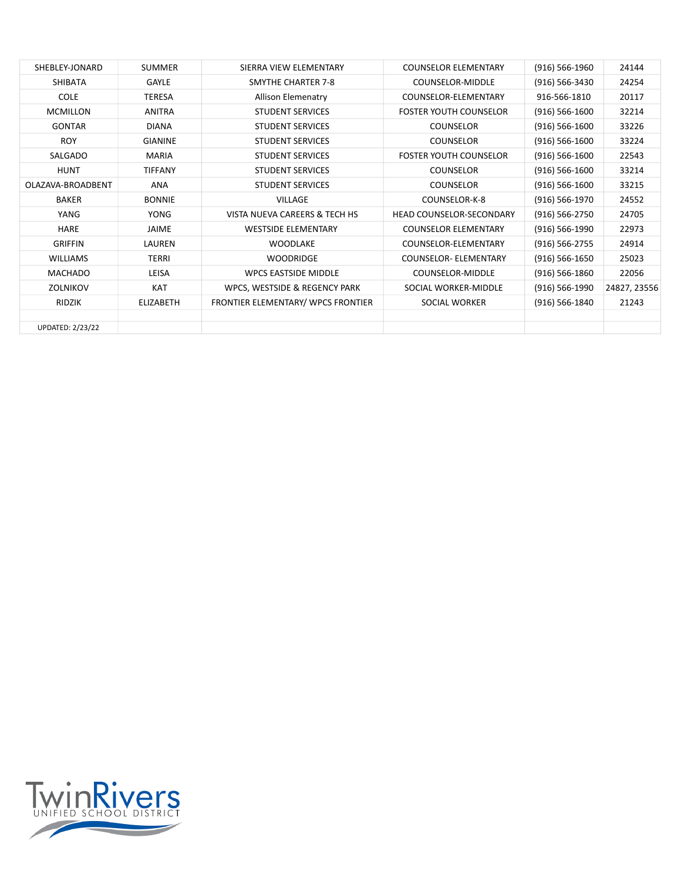| | | | | | |
|---|---|---|---|---|---|
| SHEBLEY-JONARD | SUMMER | SIERRA VIEW ELEMENTARY | COUNSELOR ELEMENTARY | (916) 566-1960 | 24144 |
| SHIBATA | GAYLE | SMYTHE CHARTER 7-8 | COUNSELOR-MIDDLE | (916) 566-3430 | 24254 |
| COLE | TERESA | Allison Elemenatry | COUNSELOR-ELEMENTARY | 916-566-1810 | 20117 |
| MCMILLON | ANITRA | STUDENT SERVICES | FOSTER YOUTH COUNSELOR | (916) 566-1600 | 32214 |
| GONTAR | DIANA | STUDENT SERVICES | COUNSELOR | (916) 566-1600 | 33226 |
| ROY | GIANINE | STUDENT SERVICES | COUNSELOR | (916) 566-1600 | 33224 |
| SALGADO | MARIA | STUDENT SERVICES | FOSTER YOUTH COUNSELOR | (916) 566-1600 | 22543 |
| HUNT | TIFFANY | STUDENT SERVICES | COUNSELOR | (916) 566-1600 | 33214 |
| OLAZAVA-BROADBENT | ANA | STUDENT SERVICES | COUNSELOR | (916) 566-1600 | 33215 |
| BAKER | BONNIE | VILLAGE | COUNSELOR-K-8 | (916) 566-1970 | 24552 |
| YANG | YONG | VISTA NUEVA CAREERS & TECH HS | HEAD COUNSELOR-SECONDARY | (916) 566-2750 | 24705 |
| HARE | JAIME | WESTSIDE ELEMENTARY | COUNSELOR ELEMENTARY | (916) 566-1990 | 22973 |
| GRIFFIN | LAUREN | WOODLAKE | COUNSELOR-ELEMENTARY | (916) 566-2755 | 24914 |
| WILLIAMS | TERRI | WOODRIDGE | COUNSELOR- ELEMENTARY | (916) 566-1650 | 25023 |
| MACHADO | LEISA | WPCS EASTSIDE MIDDLE | COUNSELOR-MIDDLE | (916) 566-1860 | 22056 |
| ZOLNIKOV | KAT | WPCS, WESTSIDE & REGENCY PARK | SOCIAL WORKER-MIDDLE | (916) 566-1990 | 24827, 23556 |
| RIDZIK | ELIZABETH | FRONTIER ELEMENTARY/ WPCS FRONTIER | SOCIAL WORKER | (916) 566-1840 | 21243 |
| | | | | | |
| UPDATED: 2/23/22 | | | | | |

TwinRivers
UNIFIED SCHOOL DISTRICT